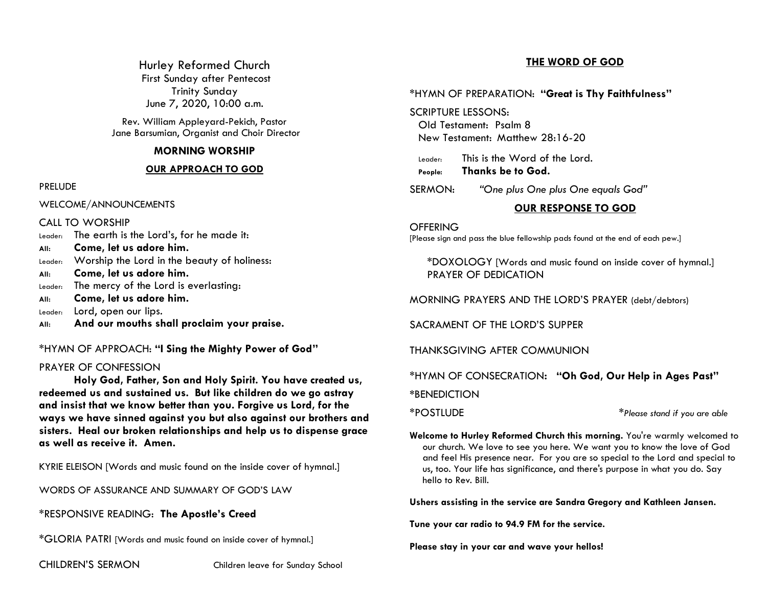# Hurley Reformed Church

First Sunday after Pentecost
Trinity Sunday
June 7, 2020, 10:00 a.m.

Rev. William Appleyard-Pekich, Pastor
Jane Barsumian, Organist and Choir Director

## MORNING WORSHIP

### OUR APPROACH TO GOD

PRELUDE

WELCOME/ANNOUNCEMENTS

CALL TO WORSHIP

Leader: The earth is the Lord's, for he made it:
**All: Come, let us adore him.**
Leader: Worship the Lord in the beauty of holiness:
**All: Come, let us adore him.**
Leader: The mercy of the Lord is everlasting:
**All: Come, let us adore him.**
Leader: Lord, open our lips.
**All: And our mouths shall proclaim your praise.**

*HYMN OF APPROACH: **"I Sing the Mighty Power of God"**

PRAYER OF CONFESSION

**Holy God, Father, Son and Holy Spirit. You have created us, redeemed us and sustained us. But like children do we go astray and insist that we know better than you. Forgive us Lord, for the ways we have sinned against you but also against our brothers and sisters. Heal our broken relationships and help us to dispense grace as well as receive it. Amen.**

KYRIE ELEISON [Words and music found on the inside cover of hymnal.]

WORDS OF ASSURANCE AND SUMMARY OF GOD'S LAW

*RESPONSIVE READING: **The Apostle's Creed**

*GLORIA PATRI [Words and music found on inside cover of hymnal.]

CHILDREN'S SERMON — Children leave for Sunday School

### THE WORD OF GOD

*HYMN OF PREPARATION: **"Great is Thy Faithfulness"**

SCRIPTURE LESSONS:
Old Testament: Psalm 8
New Testament: Matthew 28:16-20

Leader: This is the Word of the Lord.
**People: Thanks be to God.**

SERMON: *"One plus One plus One equals God"*

### OUR RESPONSE TO GOD

OFFERING
[Please sign and pass the blue fellowship pads found at the end of each pew.]

*DOXOLOGY [Words and music found on inside cover of hymnal.]
PRAYER OF DEDICATION

MORNING PRAYERS AND THE LORD'S PRAYER (debt/debtors)

SACRAMENT OF THE LORD'S SUPPER

THANKSGIVING AFTER COMMUNION

*HYMN OF CONSECRATION: **"Oh God, Our Help in Ages Past"**

*BENEDICTION

*POSTLUDE

**Please stand if you are able*

**Welcome to Hurley Reformed Church this morning.** You're warmly welcomed to our church. We love to see you here. We want you to know the love of God and feel His presence near. For you are so special to the Lord and special to us, too. Your life has significance, and there's purpose in what you do. Say hello to Rev. Bill.

**Ushers assisting in the service are Sandra Gregory and Kathleen Jansen.**

**Tune your car radio to 94.9 FM for the service.**

**Please stay in your car and wave your hellos!**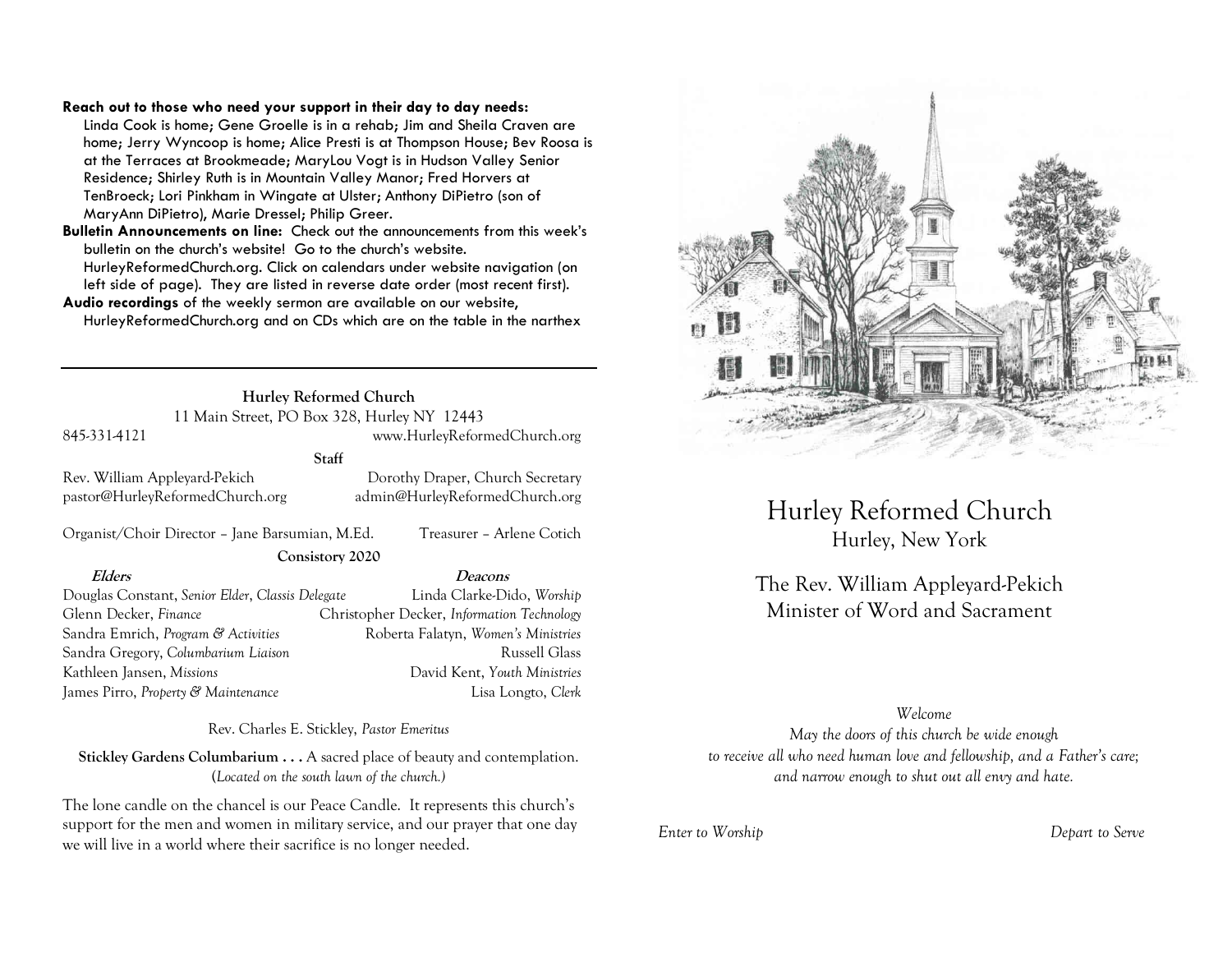**Reach out to those who need your support in their day to day needs:** Linda Cook is home; Gene Groelle is in a rehab; Jim and Sheila Craven are home; Jerry Wyncoop is home; Alice Presti is at Thompson House; Bev Roosa is at the Terraces at Brookmeade; MaryLou Vogt is in Hudson Valley Senior Residence; Shirley Ruth is in Mountain Valley Manor; Fred Horvers at TenBroeck; Lori Pinkham in Wingate at Ulster; Anthony DiPietro (son of MaryAnn DiPietro), Marie Dressel; Philip Greer.

**Bulletin Announcements on line:** Check out the announcements from this week's bulletin on the church's website! Go to the church's website. HurleyReformedChurch.org. Click on calendars under website navigation (on left side of page). They are listed in reverse date order (most recent first).

**Audio recordings** of the weekly sermon are available on our website, HurleyReformedChurch.org and on CDs which are on the table in the narthex

---

**Hurley Reformed Church**
11 Main Street, PO Box 328, Hurley NY 12443
845-331-4121 www.HurleyReformedChurch.org

**Staff**

Rev. William Appleyard-Pekich
pastor@HurleyReformedChurch.org

Dorothy Draper, Church Secretary
admin@HurleyReformedChurch.org

Organist/Choir Director – Jane Barsumian, M.Ed.
Treasurer – Arlene Cotich

**Consistory 2020**

| ***Elders*** | ***Deacons*** |
| --- | --- |
| Douglas Constant, *Senior Elder, Classis Delegate* | Linda Clarke-Dido, *Worship* |
| Glenn Decker, *Finance* | Christopher Decker, *Information Technology* |
| Sandra Emrich, *Program & Activities* | Roberta Falatyn, *Women's Ministries* |
| Sandra Gregory, *Columbarium Liaison* | Russell Glass |
| Kathleen Jansen, *Missions* | David Kent, *Youth Ministries* |
| James Pirro, *Property & Maintenance* | Lisa Longto, *Clerk* |

Rev. Charles E. Stickley, *Pastor Emeritus*

**Stickley Gardens Columbarium . . .** A sacred place of beauty and contemplation. (*Located on the south lawn of the church.)*

The lone candle on the chancel is our Peace Candle. It represents this church's support for the men and women in military service, and our prayer that one day we will live in a world where their sacrifice is no longer needed.

# Hurley Reformed Church
## Hurley, New York

## The Rev. William Appleyard-Pekich
## Minister of Word and Sacrament

*Welcome*
*May the doors of this church be wide enough*
*to receive all who need human love and fellowship, and a Father's care;*
*and narrow enough to shut out all envy and hate.*

*Enter to Worship* *Depart to Serve*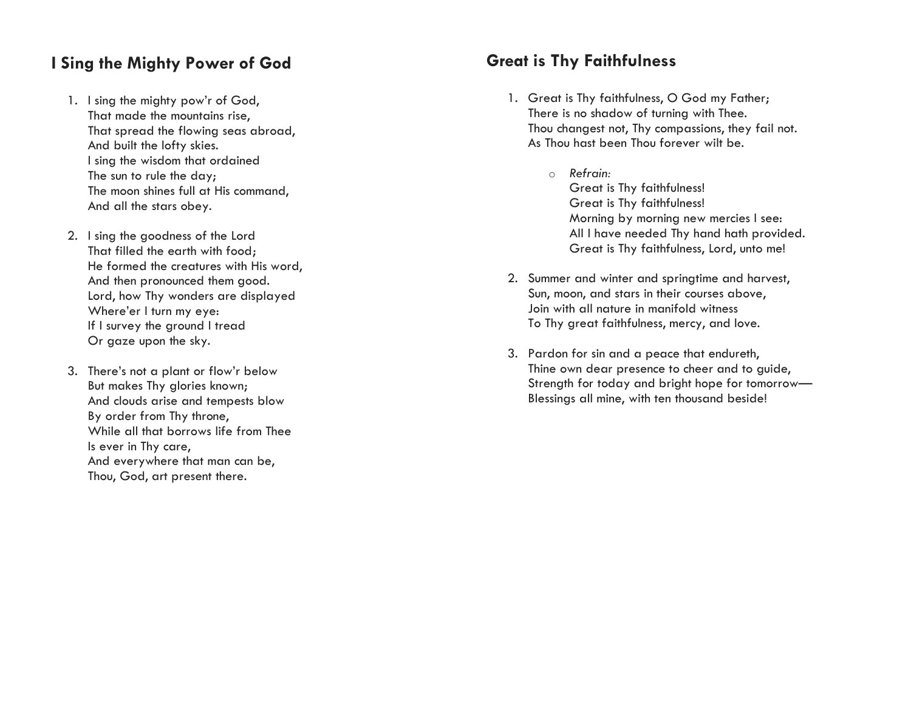## I Sing the Mighty Power of God

1. I sing the mighty pow'r of God,
   That made the mountains rise,
   That spread the flowing seas abroad,
   And built the lofty skies.
   I sing the wisdom that ordained
   The sun to rule the day;
   The moon shines full at His command,
   And all the stars obey.

2. I sing the goodness of the Lord
   That filled the earth with food;
   He formed the creatures with His word,
   And then pronounced them good.
   Lord, how Thy wonders are displayed
   Where'er I turn my eye:
   If I survey the ground I tread
   Or gaze upon the sky.

3. There's not a plant or flow'r below
   But makes Thy glories known;
   And clouds arise and tempests blow
   By order from Thy throne,
   While all that borrows life from Thee
   Is ever in Thy care,
   And everywhere that man can be,
   Thou, God, art present there.

## Great is Thy Faithfulness

1. Great is Thy faithfulness, O God my Father;
   There is no shadow of turning with Thee.
   Thou changest not, Thy compassions, they fail not.
   As Thou hast been Thou forever wilt be.

   - *Refrain:*
     Great is Thy faithfulness!
     Great is Thy faithfulness!
     Morning by morning new mercies I see:
     All I have needed Thy hand hath provided.
     Great is Thy faithfulness, Lord, unto me!

2. Summer and winter and springtime and harvest,
   Sun, moon, and stars in their courses above,
   Join with all nature in manifold witness
   To Thy great faithfulness, mercy, and love.

3. Pardon for sin and a peace that endureth,
   Thine own dear presence to cheer and to guide,
   Strength for today and bright hope for tomorrow—
   Blessings all mine, with ten thousand beside!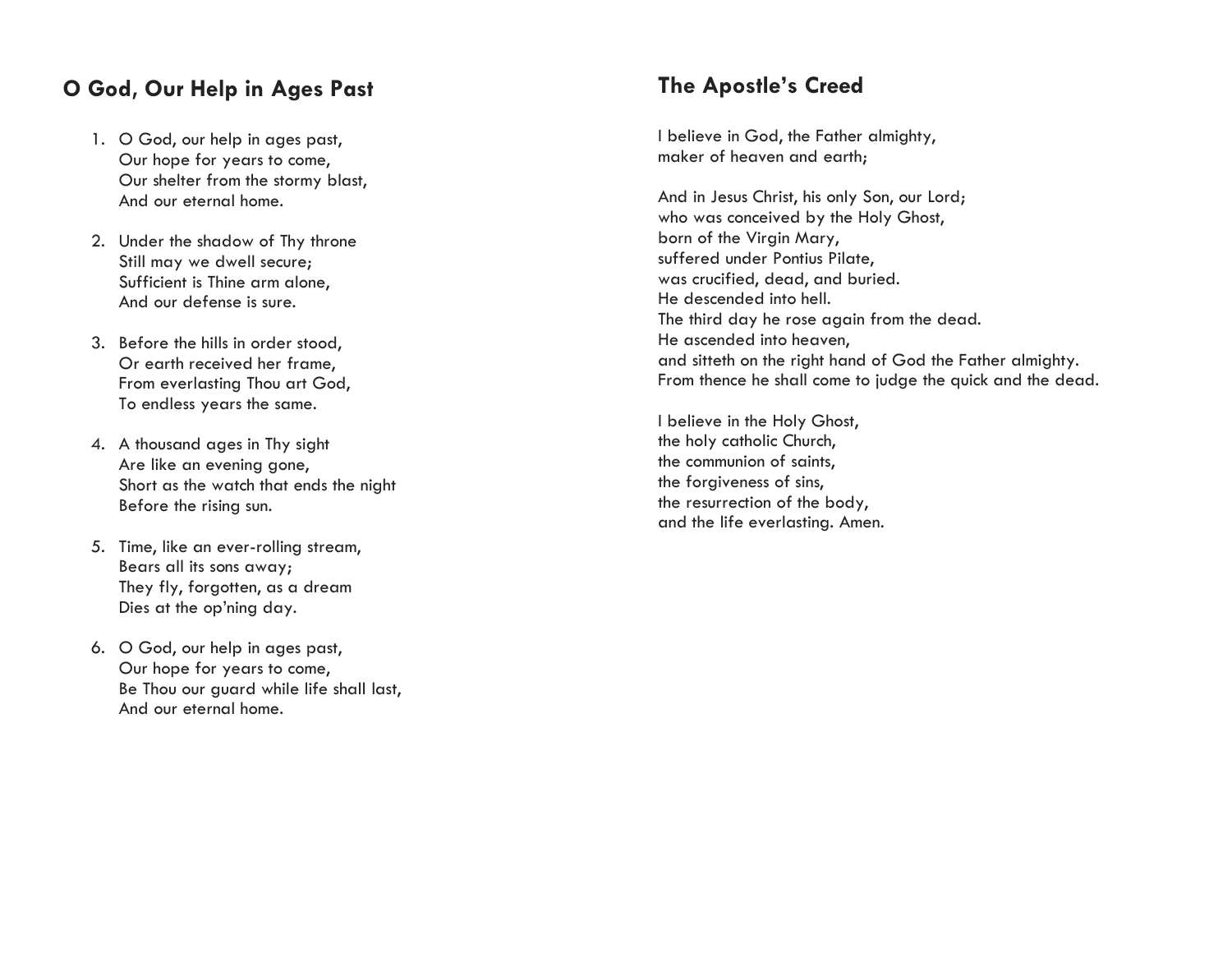## O God, Our Help in Ages Past

1. O God, our help in ages past,
   Our hope for years to come,
   Our shelter from the stormy blast,
   And our eternal home.

2. Under the shadow of Thy throne
   Still may we dwell secure;
   Sufficient is Thine arm alone,
   And our defense is sure.

3. Before the hills in order stood,
   Or earth received her frame,
   From everlasting Thou art God,
   To endless years the same.

4. A thousand ages in Thy sight
   Are like an evening gone,
   Short as the watch that ends the night
   Before the rising sun.

5. Time, like an ever-rolling stream,
   Bears all its sons away;
   They fly, forgotten, as a dream
   Dies at the op'ning day.

6. O God, our help in ages past,
   Our hope for years to come,
   Be Thou our guard while life shall last,
   And our eternal home.

## The Apostle's Creed

I believe in God, the Father almighty,
maker of heaven and earth;

And in Jesus Christ, his only Son, our Lord;
who was conceived by the Holy Ghost,
born of the Virgin Mary,
suffered under Pontius Pilate,
was crucified, dead, and buried.
He descended into hell.
The third day he rose again from the dead.
He ascended into heaven,
and sitteth on the right hand of God the Father almighty.
From thence he shall come to judge the quick and the dead.

I believe in the Holy Ghost,
the holy catholic Church,
the communion of saints,
the forgiveness of sins,
the resurrection of the body,
and the life everlasting. Amen.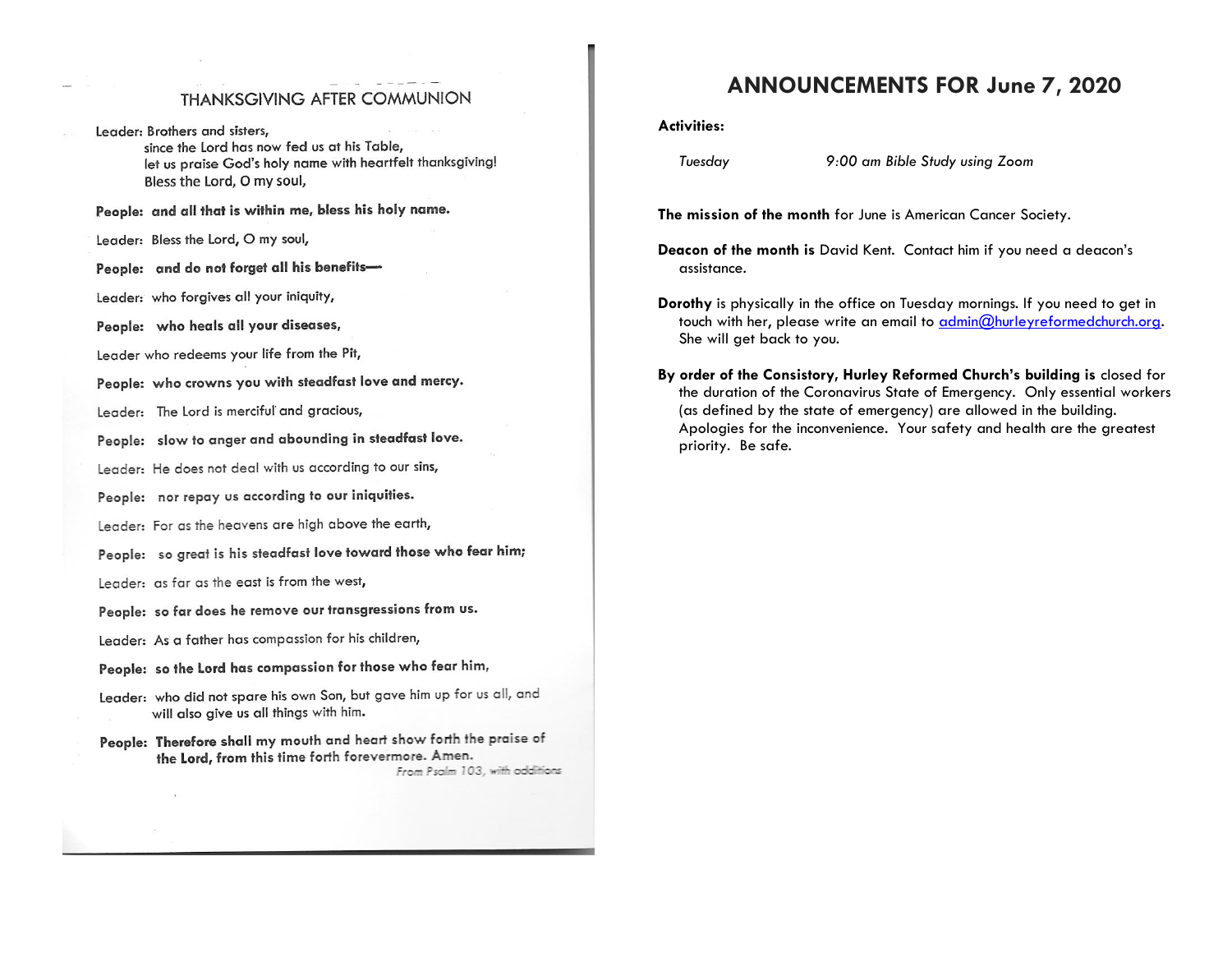## THANKSGIVING AFTER COMMUNION

Leader: Brothers and sisters,
since the Lord has now fed us at his Table,
let us praise God's holy name with heartfelt thanksgiving!
Bless the Lord, O my soul,

**People: and all that is within me, bless his holy name.**

Leader: Bless the Lord, O my soul,

**People: and do not forget all his benefits—**

Leader: who forgives all your iniquity,

**People: who heals all your diseases,**

Leader who redeems your life from the Pit,

**People: who crowns you with steadfast love and mercy.**

Leader: The Lord is merciful and gracious,

**People: slow to anger and abounding in steadfast love.**

Leader: He does not deal with us according to our sins,

**People: nor repay us according to our iniquities.**

Leader: For as the heavens are high above the earth,

**People: so great is his steadfast love toward those who fear him;**

Leader: as far as the east is from the west,

**People: so far does he remove our transgressions from us.**

Leader: As a father has compassion for his children,

**People: so the Lord has compassion for those who fear him,**

Leader: who did not spare his own Son, but gave him up for us all, and will also give us all things with him.

**People: Therefore shall my mouth and heart show forth the praise of the Lord, from this time forth forevermore. Amen.**

*From Psalm 103, with additions*

# ANNOUNCEMENTS FOR June 7, 2020

**Activities:**

*Tuesday* *9:00 am Bible Study using Zoom*

**The mission of the month** for June is American Cancer Society.

**Deacon of the month is** David Kent. Contact him if you need a deacon's assistance.

**Dorothy** is physically in the office on Tuesday mornings. If you need to get in touch with her, please write an email to admin@hurleyreformedchurch.org. She will get back to you.

**By order of the Consistory, Hurley Reformed Church's building is** closed for the duration of the Coronavirus State of Emergency. Only essential workers (as defined by the state of emergency) are allowed in the building. Apologies for the inconvenience. Your safety and health are the greatest priority. Be safe.